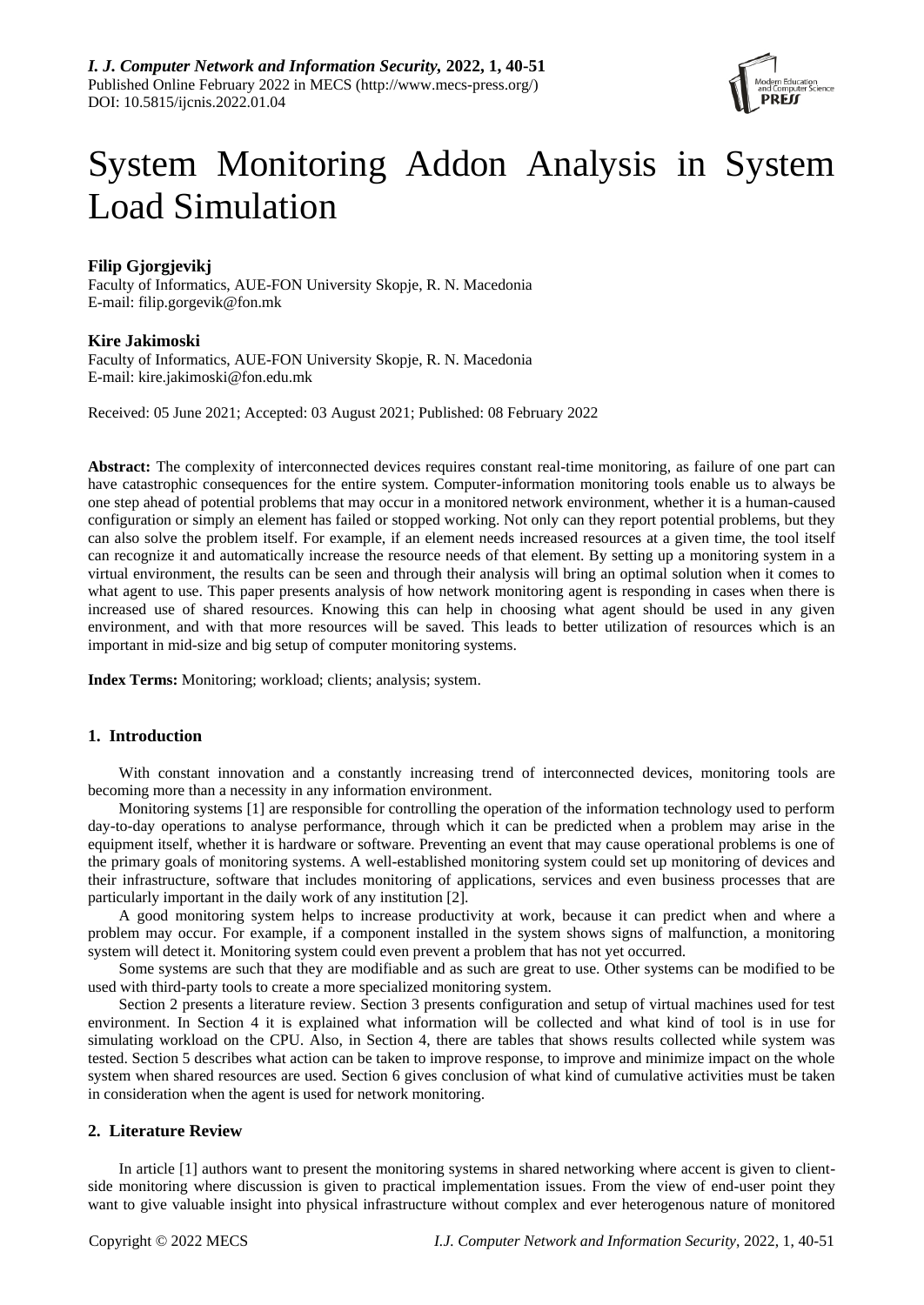# System Monitoring Addon Analysis in System Load Simulation

**Filip Gjorgjevikj**
Faculty of Informatics, AUE-FON University Skopje, R. N. Macedonia
E-mail: filip.gorgevik@fon.mk

**Kire Jakimoski**
Faculty of Informatics, AUE-FON University Skopje, R. N. Macedonia
E-mail: kire.jakimoski@fon.edu.mk

Received: 05 June 2021; Accepted: 03 August 2021; Published: 08 February 2022

**Abstract:** The complexity of interconnected devices requires constant real-time monitoring, as failure of one part can have catastrophic consequences for the entire system. Computer-information monitoring tools enable us to always be one step ahead of potential problems that may occur in a monitored network environment, whether it is a human-caused configuration or simply an element has failed or stopped working. Not only can they report potential problems, but they can also solve the problem itself. For example, if an element needs increased resources at a given time, the tool itself can recognize it and automatically increase the resource needs of that element. By setting up a monitoring system in a virtual environment, the results can be seen and through their analysis will bring an optimal solution when it comes to what agent to use. This paper presents analysis of how network monitoring agent is responding in cases when there is increased use of shared resources. Knowing this can help in choosing what agent should be used in any given environment, and with that more resources will be saved. This leads to better utilization of resources which is an important in mid-size and big setup of computer monitoring systems.

**Index Terms:** Monitoring; workload; clients; analysis; system.

## 1. Introduction

With constant innovation and a constantly increasing trend of interconnected devices, monitoring tools are becoming more than a necessity in any information environment.

Monitoring systems [1] are responsible for controlling the operation of the information technology used to perform day-to-day operations to analyse performance, through which it can be predicted when a problem may arise in the equipment itself, whether it is hardware or software. Preventing an event that may cause operational problems is one of the primary goals of monitoring systems. A well-established monitoring system could set up monitoring of devices and their infrastructure, software that includes monitoring of applications, services and even business processes that are particularly important in the daily work of any institution [2].

A good monitoring system helps to increase productivity at work, because it can predict when and where a problem may occur. For example, if a component installed in the system shows signs of malfunction, a monitoring system will detect it. Monitoring system could even prevent a problem that has not yet occurred.

Some systems are such that they are modifiable and as such are great to use. Other systems can be modified to be used with third-party tools to create a more specialized monitoring system.

Section 2 presents a literature review. Section 3 presents configuration and setup of virtual machines used for test environment. In Section 4 it is explained what information will be collected and what kind of tool is in use for simulating workload on the CPU. Also, in Section 4, there are tables that shows results collected while system was tested. Section 5 describes what action can be taken to improve response, to improve and minimize impact on the whole system when shared resources are used. Section 6 gives conclusion of what kind of cumulative activities must be taken in consideration when the agent is used for network monitoring.

## 2. Literature Review

In article [1] authors want to present the monitoring systems in shared networking where accent is given to client-side monitoring where discussion is given to practical implementation issues. From the view of end-user point they want to give valuable insight into physical infrastructure without complex and ever heterogenous nature of monitored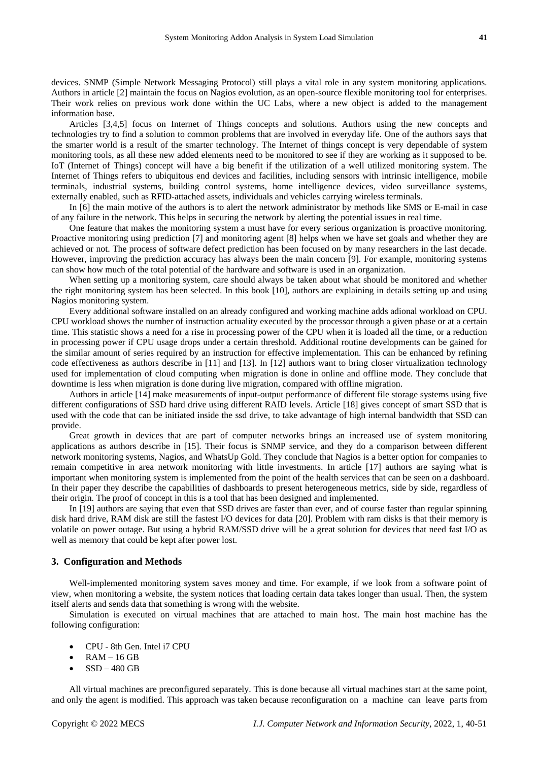devices. SNMP (Simple Network Messaging Protocol) still plays a vital role in any system monitoring applications. Authors in article [2] maintain the focus on Nagios evolution, as an open-source flexible monitoring tool for enterprises. Their work relies on previous work done within the UC Labs, where a new object is added to the management information base.

Articles [3,4,5] focus on Internet of Things concepts and solutions. Authors using the new concepts and technologies try to find a solution to common problems that are involved in everyday life. One of the authors says that the smarter world is a result of the smarter technology. The Internet of things concept is very dependable of system monitoring tools, as all these new added elements need to be monitored to see if they are working as it supposed to be. IoT (Internet of Things) concept will have a big benefit if the utilization of a well utilized monitoring system. The Internet of Things refers to ubiquitous end devices and facilities, including sensors with intrinsic intelligence, mobile terminals, industrial systems, building control systems, home intelligence devices, video surveillance systems, externally enabled, such as RFID-attached assets, individuals and vehicles carrying wireless terminals.

In [6] the main motive of the authors is to alert the network administrator by methods like SMS or E-mail in case of any failure in the network. This helps in securing the network by alerting the potential issues in real time.

One feature that makes the monitoring system a must have for every serious organization is proactive monitoring. Proactive monitoring using prediction [7] and monitoring agent [8] helps when we have set goals and whether they are achieved or not. The process of software defect prediction has been focused on by many researchers in the last decade. However, improving the prediction accuracy has always been the main concern [9]. For example, monitoring systems can show how much of the total potential of the hardware and software is used in an organization.

When setting up a monitoring system, care should always be taken about what should be monitored and whether the right monitoring system has been selected. In this book [10], authors are explaining in details setting up and using Nagios monitoring system.

Every additional software installed on an already configured and working machine adds adional workload on CPU. CPU workload shows the number of instruction actuality executed by the processor through a given phase or at a certain time. This statistic shows a need for a rise in processing power of the CPU when it is loaded all the time, or a reduction in processing power if CPU usage drops under a certain threshold. Additional routine developments can be gained for the similar amount of series required by an instruction for effective implementation. This can be enhanced by refining code effectiveness as authors describe in [11] and [13]. In [12] authors want to bring closer virtualization technology used for implementation of cloud computing when migration is done in online and offline mode. They conclude that downtime is less when migration is done during live migration, compared with offline migration.

Authors in article [14] make measurements of input-output performance of different file storage systems using five different configurations of SSD hard drive using different RAID levels. Article [18] gives concept of smart SSD that is used with the code that can be initiated inside the ssd drive, to take advantage of high internal bandwidth that SSD can provide.

Great growth in devices that are part of computer networks brings an increased use of system monitoring applications as authors describe in [15]. Their focus is SNMP service, and they do a comparison between different network monitoring systems, Nagios, and WhatsUp Gold. They conclude that Nagios is a better option for companies to remain competitive in area network monitoring with little investments. In article [17] authors are saying what is important when monitoring system is implemented from the point of the health services that can be seen on a dashboard. In their paper they describe the capabilities of dashboards to present heterogeneous metrics, side by side, regardless of their origin. The proof of concept in this is a tool that has been designed and implemented.

In [19] authors are saying that even that SSD drives are faster than ever, and of course faster than regular spinning disk hard drive, RAM disk are still the fastest I/O devices for data [20]. Problem with ram disks is that their memory is volatile on power outage. But using a hybrid RAM/SSD drive will be a great solution for devices that need fast I/O as well as memory that could be kept after power lost.

## 3. Configuration and Methods

Well-implemented monitoring system saves money and time. For example, if we look from a software point of view, when monitoring a website, the system notices that loading certain data takes longer than usual. Then, the system itself alerts and sends data that something is wrong with the website.

Simulation is executed on virtual machines that are attached to main host. The main host machine has the following configuration:

- CPU - 8th Gen. Intel i7 CPU
- RAM – 16 GB
- SSD – 480 GB

All virtual machines are preconfigured separately. This is done because all virtual machines start at the same point, and only the agent is modified. This approach was taken because reconfiguration on a machine can leave parts from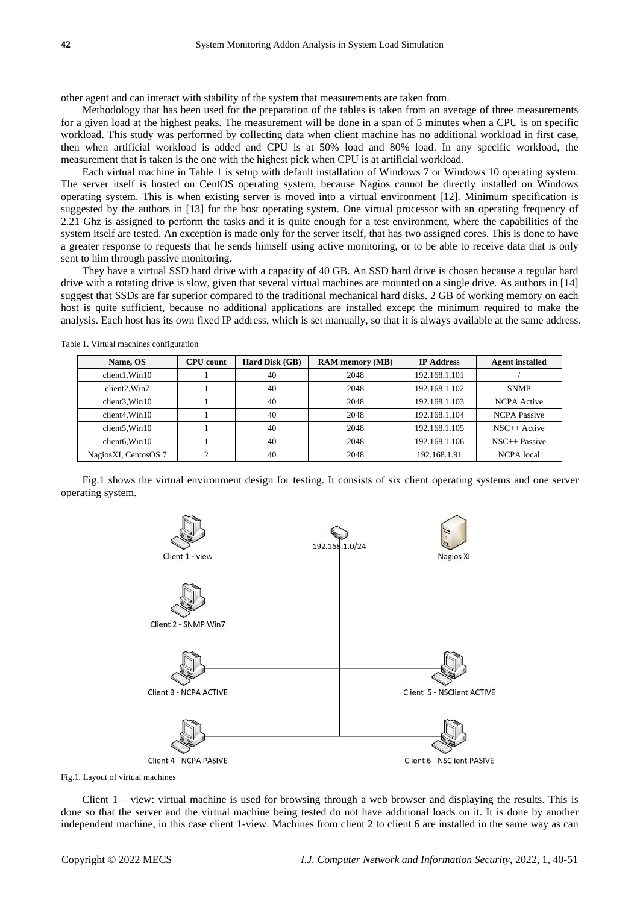other agent and can interact with stability of the system that measurements are taken from.

Methodology that has been used for the preparation of the tables is taken from an average of three measurements for a given load at the highest peaks. The measurement will be done in a span of 5 minutes when a CPU is on specific workload. This study was performed by collecting data when client machine has no additional workload in first case, then when artificial workload is added and CPU is at 50% load and 80% load. In any specific workload, the measurement that is taken is the one with the highest pick when CPU is at artificial workload.

Each virtual machine in Table 1 is setup with default installation of Windows 7 or Windows 10 operating system. The server itself is hosted on CentOS operating system, because Nagios cannot be directly installed on Windows operating system. This is when existing server is moved into a virtual environment [12]. Minimum specification is suggested by the authors in [13] for the host operating system. One virtual processor with an operating frequency of 2.21 Ghz is assigned to perform the tasks and it is quite enough for a test environment, where the capabilities of the system itself are tested. An exception is made only for the server itself, that has two assigned cores. This is done to have a greater response to requests that he sends himself using active monitoring, or to be able to receive data that is only sent to him through passive monitoring.

They have a virtual SSD hard drive with a capacity of 40 GB. An SSD hard drive is chosen because a regular hard drive with a rotating drive is slow, given that several virtual machines are mounted on a single drive. As authors in [14] suggest that SSDs are far superior compared to the traditional mechanical hard disks. 2 GB of working memory on each host is quite sufficient, because no additional applications are installed except the minimum required to make the analysis. Each host has its own fixed IP address, which is set manually, so that it is always available at the same address.

Table 1. Virtual machines configuration

| Name, OS | CPU count | Hard Disk (GB) | RAM memory (MB) | IP Address | Agent installed |
|---|---|---|---|---|---|
| client1,Win10 | 1 | 40 | 2048 | 192.168.1.101 | / |
| client2,Win7 | 1 | 40 | 2048 | 192.168.1.102 | SNMP |
| client3,Win10 | 1 | 40 | 2048 | 192.168.1.103 | NCPA Active |
| client4,Win10 | 1 | 40 | 2048 | 192.168.1.104 | NCPA Passive |
| client5,Win10 | 1 | 40 | 2048 | 192.168.1.105 | NSC++ Active |
| client6,Win10 | 1 | 40 | 2048 | 192.168.1.106 | NSC++ Passive |
| NagiosXI, CentosOS 7 | 2 | 40 | 2048 | 192.168.1.91 | NCPA local |

Fig.1 shows the virtual environment design for testing. It consists of six client operating systems and one server operating system.

Fig.1. Layout of virtual machines

Client 1 – view: virtual machine is used for browsing through a web browser and displaying the results. This is done so that the server and the virtual machine being tested do not have additional loads on it. It is done by another independent machine, in this case client 1-view. Machines from client 2 to client 6 are installed in the same way as can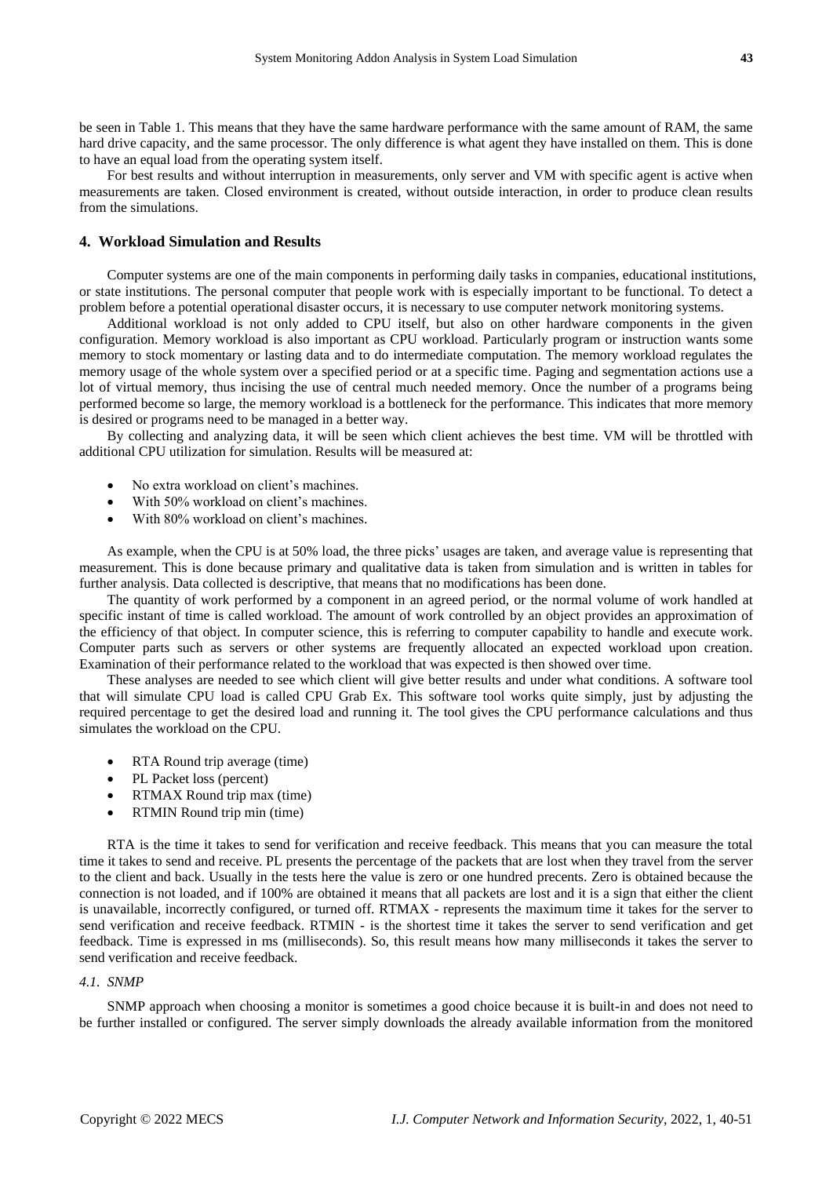be seen in Table 1. This means that they have the same hardware performance with the same amount of RAM, the same hard drive capacity, and the same processor. The only difference is what agent they have installed on them. This is done to have an equal load from the operating system itself.

For best results and without interruption in measurements, only server and VM with specific agent is active when measurements are taken. Closed environment is created, without outside interaction, in order to produce clean results from the simulations.

## 4. Workload Simulation and Results

Computer systems are one of the main components in performing daily tasks in companies, educational institutions, or state institutions. The personal computer that people work with is especially important to be functional. To detect a problem before a potential operational disaster occurs, it is necessary to use computer network monitoring systems.

Additional workload is not only added to CPU itself, but also on other hardware components in the given configuration. Memory workload is also important as CPU workload. Particularly program or instruction wants some memory to stock momentary or lasting data and to do intermediate computation. The memory workload regulates the memory usage of the whole system over a specified period or at a specific time. Paging and segmentation actions use a lot of virtual memory, thus incising the use of central much needed memory. Once the number of a programs being performed become so large, the memory workload is a bottleneck for the performance. This indicates that more memory is desired or programs need to be managed in a better way.

By collecting and analyzing data, it will be seen which client achieves the best time. VM will be throttled with additional CPU utilization for simulation. Results will be measured at:

- No extra workload on client's machines.
- With 50% workload on client's machines.
- With 80% workload on client's machines.

As example, when the CPU is at 50% load, the three picks' usages are taken, and average value is representing that measurement. This is done because primary and qualitative data is taken from simulation and is written in tables for further analysis. Data collected is descriptive, that means that no modifications has been done.

The quantity of work performed by a component in an agreed period, or the normal volume of work handled at specific instant of time is called workload. The amount of work controlled by an object provides an approximation of the efficiency of that object. In computer science, this is referring to computer capability to handle and execute work. Computer parts such as servers or other systems are frequently allocated an expected workload upon creation. Examination of their performance related to the workload that was expected is then showed over time.

These analyses are needed to see which client will give better results and under what conditions. A software tool that will simulate CPU load is called CPU Grab Ex. This software tool works quite simply, just by adjusting the required percentage to get the desired load and running it. The tool gives the CPU performance calculations and thus simulates the workload on the CPU.

- RTA Round trip average (time)
- PL Packet loss (percent)
- RTMAX Round trip max (time)
- RTMIN Round trip min (time)

RTA is the time it takes to send for verification and receive feedback. This means that you can measure the total time it takes to send and receive. PL presents the percentage of the packets that are lost when they travel from the server to the client and back. Usually in the tests here the value is zero or one hundred precents. Zero is obtained because the connection is not loaded, and if 100% are obtained it means that all packets are lost and it is a sign that either the client is unavailable, incorrectly configured, or turned off. RTMAX - represents the maximum time it takes for the server to send verification and receive feedback. RTMIN - is the shortest time it takes the server to send verification and get feedback. Time is expressed in ms (milliseconds). So, this result means how many milliseconds it takes the server to send verification and receive feedback.

### *4.1. SNMP*

SNMP approach when choosing a monitor is sometimes a good choice because it is built-in and does not need to be further installed or configured. The server simply downloads the already available information from the monitored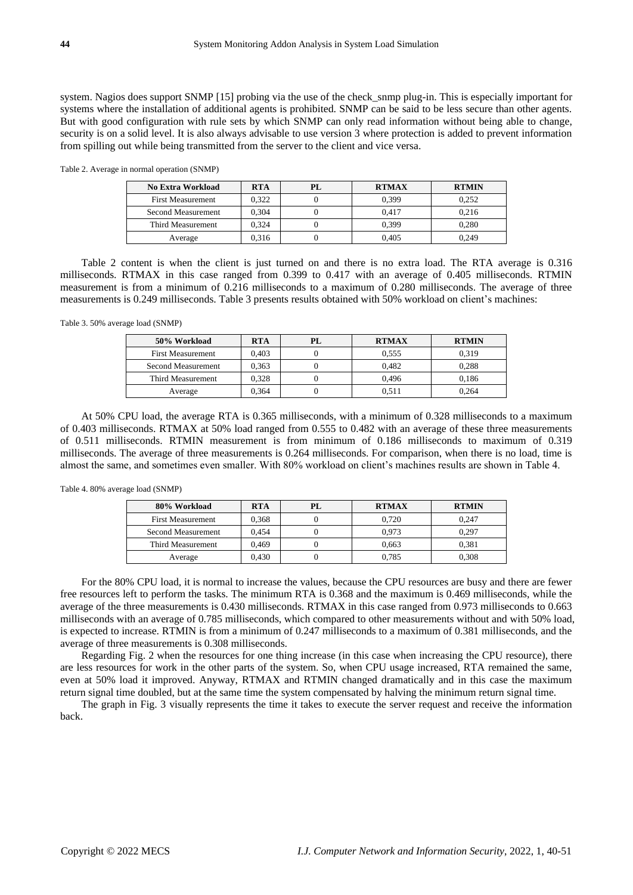system. Nagios does support SNMP [15] probing via the use of the check_snmp plug-in. This is especially important for systems where the installation of additional agents is prohibited. SNMP can be said to be less secure than other agents. But with good configuration with rule sets by which SNMP can only read information without being able to change, security is on a solid level. It is also always advisable to use version 3 where protection is added to prevent information from spilling out while being transmitted from the server to the client and vice versa.

Table 2. Average in normal operation (SNMP)

| No Extra Workload | RTA | PL | RTMAX | RTMIN |
|---|---|---|---|---|
| First Measurement | 0,322 | 0 | 0,399 | 0,252 |
| Second Measurement | 0,304 | 0 | 0,417 | 0,216 |
| Third Measurement | 0,324 | 0 | 0,399 | 0,280 |
| Average | 0,316 | 0 | 0,405 | 0,249 |

Table 2 content is when the client is just turned on and there is no extra load. The RTA average is 0.316 milliseconds. RTMAX in this case ranged from 0.399 to 0.417 with an average of 0.405 milliseconds. RTMIN measurement is from a minimum of 0.216 milliseconds to a maximum of 0.280 milliseconds. The average of three measurements is 0.249 milliseconds. Table 3 presents results obtained with 50% workload on client's machines:

Table 3. 50% average load (SNMP)

| 50% Workload | RTA | PL | RTMAX | RTMIN |
|---|---|---|---|---|
| First Measurement | 0,403 | 0 | 0,555 | 0,319 |
| Second Measurement | 0,363 | 0 | 0,482 | 0,288 |
| Third Measurement | 0,328 | 0 | 0,496 | 0,186 |
| Average | 0,364 | 0 | 0,511 | 0,264 |

At 50% CPU load, the average RTA is 0.365 milliseconds, with a minimum of 0.328 milliseconds to a maximum of 0.403 milliseconds. RTMAX at 50% load ranged from 0.555 to 0.482 with an average of these three measurements of 0.511 milliseconds. RTMIN measurement is from minimum of 0.186 milliseconds to maximum of 0.319 milliseconds. The average of three measurements is 0.264 milliseconds. For comparison, when there is no load, time is almost the same, and sometimes even smaller. With 80% workload on client's machines results are shown in Table 4.

Table 4. 80% average load (SNMP)

| 80% Workload | RTA | PL | RTMAX | RTMIN |
|---|---|---|---|---|
| First Measurement | 0,368 | 0 | 0,720 | 0,247 |
| Second Measurement | 0,454 | 0 | 0,973 | 0,297 |
| Third Measurement | 0,469 | 0 | 0,663 | 0,381 |
| Average | 0,430 | 0 | 0,785 | 0,308 |

For the 80% CPU load, it is normal to increase the values, because the CPU resources are busy and there are fewer free resources left to perform the tasks. The minimum RTA is 0.368 and the maximum is 0.469 milliseconds, while the average of the three measurements is 0.430 milliseconds. RTMAX in this case ranged from 0.973 milliseconds to 0.663 milliseconds with an average of 0.785 milliseconds, which compared to other measurements without and with 50% load, is expected to increase. RTMIN is from a minimum of 0.247 milliseconds to a maximum of 0.381 milliseconds, and the average of three measurements is 0.308 milliseconds.

Regarding Fig. 2 when the resources for one thing increase (in this case when increasing the CPU resource), there are less resources for work in the other parts of the system. So, when CPU usage increased, RTA remained the same, even at 50% load it improved. Anyway, RTMAX and RTMIN changed dramatically and in this case the maximum return signal time doubled, but at the same time the system compensated by halving the minimum return signal time.

The graph in Fig. 3 visually represents the time it takes to execute the server request and receive the information back.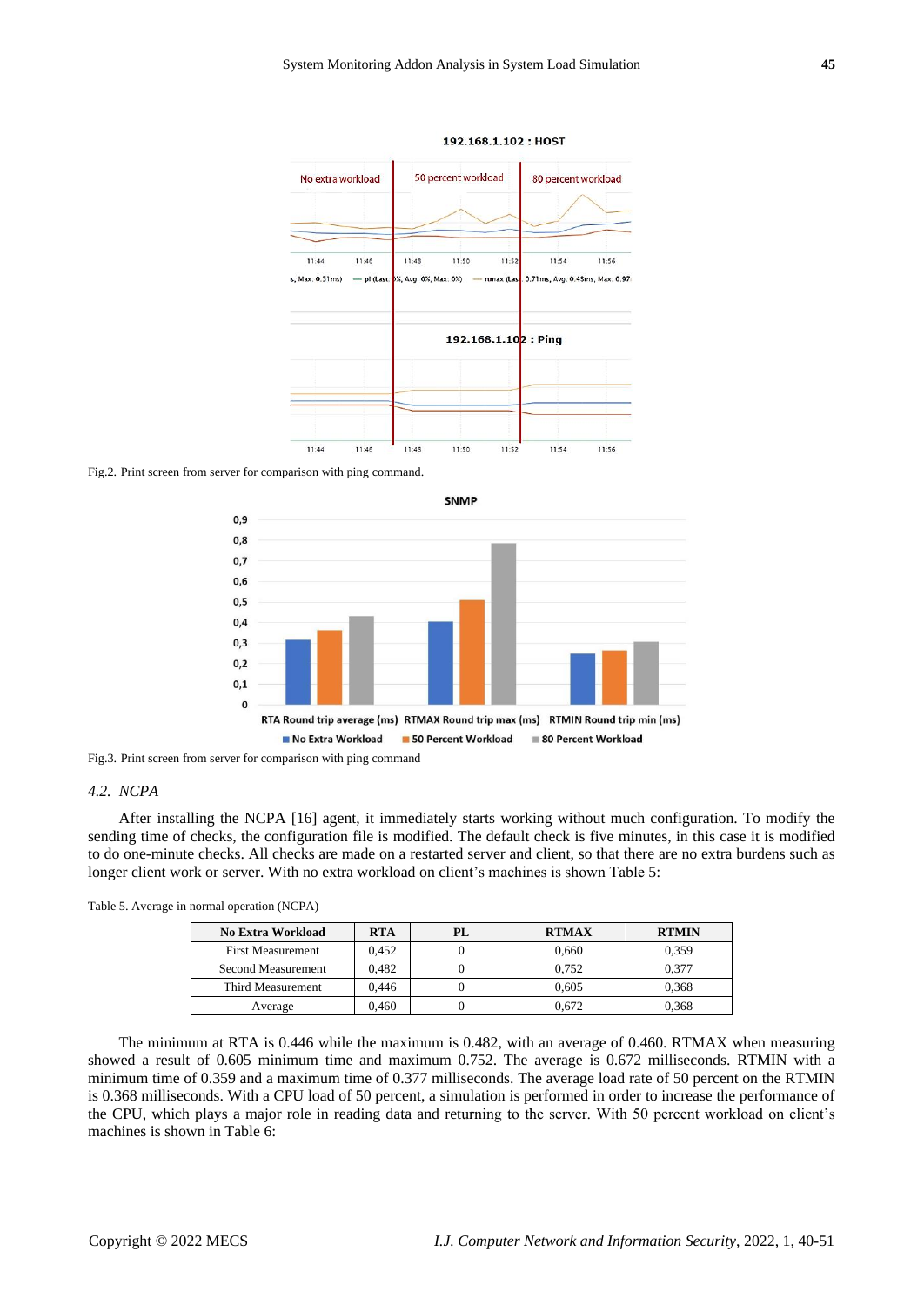Fig.2. Print screen from server for comparison with ping command.

Fig.3. Print screen from server for comparison with ping command

### 4.2. NCPA

After installing the NCPA [16] agent, it immediately starts working without much configuration. To modify the sending time of checks, the configuration file is modified. The default check is five minutes, in this case it is modified to do one-minute checks. All checks are made on a restarted server and client, so that there are no extra burdens such as longer client work or server. With no extra workload on client's machines is shown Table 5:

Table 5. Average in normal operation (NCPA)

| No Extra Workload | RTA | PL | RTMAX | RTMIN |
|---|---|---|---|---|
| First Measurement | 0,452 | 0 | 0,660 | 0,359 |
| Second Measurement | 0,482 | 0 | 0,752 | 0,377 |
| Third Measurement | 0,446 | 0 | 0,605 | 0,368 |
| Average | 0,460 | 0 | 0,672 | 0,368 |

The minimum at RTA is 0.446 while the maximum is 0.482, with an average of 0.460. RTMAX when measuring showed a result of 0.605 minimum time and maximum 0.752. The average is 0.672 milliseconds. RTMIN with a minimum time of 0.359 and a maximum time of 0.377 milliseconds. The average load rate of 50 percent on the RTMIN is 0.368 milliseconds. With a CPU load of 50 percent, a simulation is performed in order to increase the performance of the CPU, which plays a major role in reading data and returning to the server. With 50 percent workload on client's machines is shown in Table 6: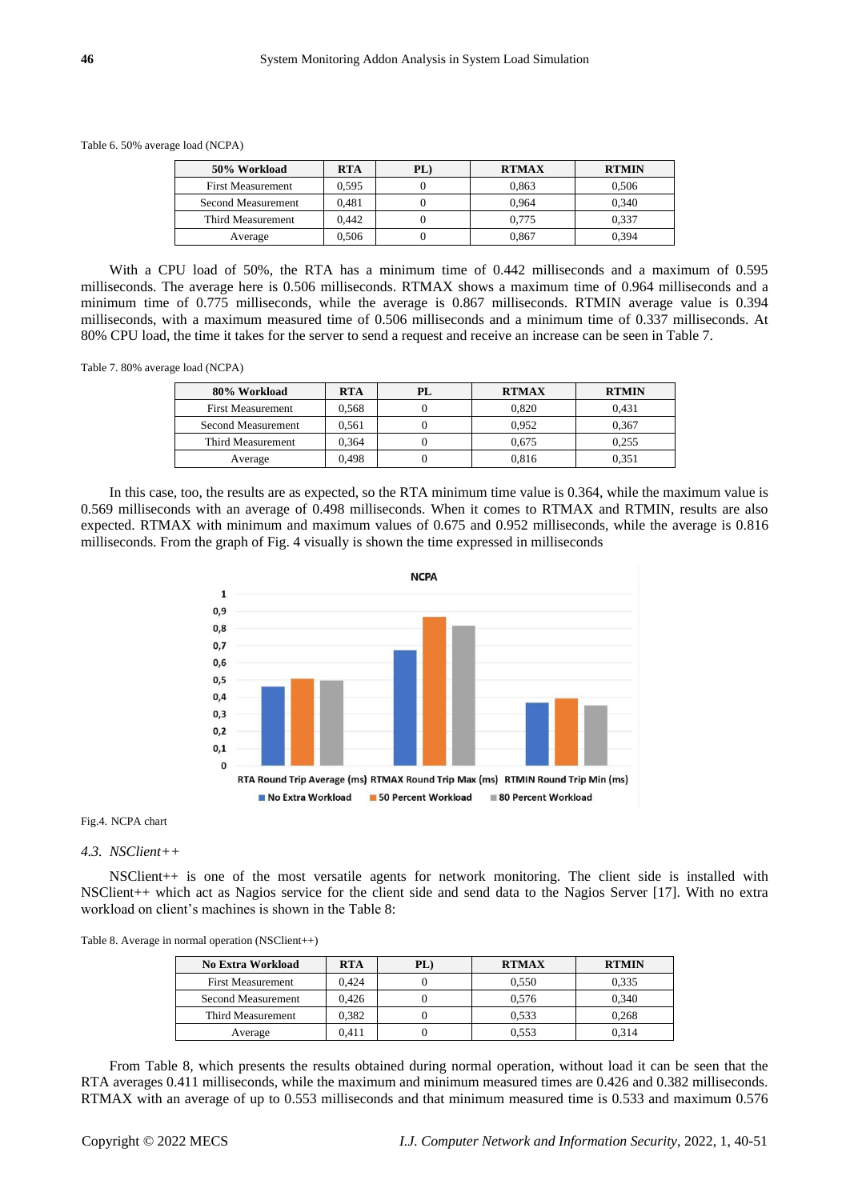Table 6. 50% average load (NCPA)

| 50% Workload | RTA | PL) | RTMAX | RTMIN |
|---|---|---|---|---|
| First Measurement | 0,595 | 0 | 0,863 | 0,506 |
| Second Measurement | 0,481 | 0 | 0,964 | 0,340 |
| Third Measurement | 0,442 | 0 | 0,775 | 0,337 |
| Average | 0,506 | 0 | 0,867 | 0,394 |

With a CPU load of 50%, the RTA has a minimum time of 0.442 milliseconds and a maximum of 0.595 milliseconds. The average here is 0.506 milliseconds. RTMAX shows a maximum time of 0.964 milliseconds and a minimum time of 0.775 milliseconds, while the average is 0.867 milliseconds. RTMIN average value is 0.394 milliseconds, with a maximum measured time of 0.506 milliseconds and a minimum time of 0.337 milliseconds. At 80% CPU load, the time it takes for the server to send a request and receive an increase can be seen in Table 7.

Table 7. 80% average load (NCPA)

| 80% Workload | RTA | PL | RTMAX | RTMIN |
|---|---|---|---|---|
| First Measurement | 0,568 | 0 | 0,820 | 0,431 |
| Second Measurement | 0,561 | 0 | 0,952 | 0,367 |
| Third Measurement | 0,364 | 0 | 0,675 | 0,255 |
| Average | 0,498 | 0 | 0,816 | 0,351 |

In this case, too, the results are as expected, so the RTA minimum time value is 0.364, while the maximum value is 0.569 milliseconds with an average of 0.498 milliseconds. When it comes to RTMAX and RTMIN, results are also expected. RTMAX with minimum and maximum values of 0.675 and 0.952 milliseconds, while the average is 0.816 milliseconds. From the graph of Fig. 4 visually is shown the time expressed in milliseconds

Fig.4. NCPA chart

### 4.3. NSClient++

NSClient++ is one of the most versatile agents for network monitoring. The client side is installed with NSClient++ which act as Nagios service for the client side and send data to the Nagios Server [17]. With no extra workload on client's machines is shown in the Table 8:

Table 8. Average in normal operation (NSClient++)

| No Extra Workload | RTA | PL) | RTMAX | RTMIN |
|---|---|---|---|---|
| First Measurement | 0,424 | 0 | 0,550 | 0,335 |
| Second Measurement | 0,426 | 0 | 0,576 | 0,340 |
| Third Measurement | 0,382 | 0 | 0,533 | 0,268 |
| Average | 0,411 | 0 | 0,553 | 0,314 |

From Table 8, which presents the results obtained during normal operation, without load it can be seen that the RTA averages 0.411 milliseconds, while the maximum and minimum measured times are 0.426 and 0.382 milliseconds. RTMAX with an average of up to 0.553 milliseconds and that minimum measured time is 0.533 and maximum 0.576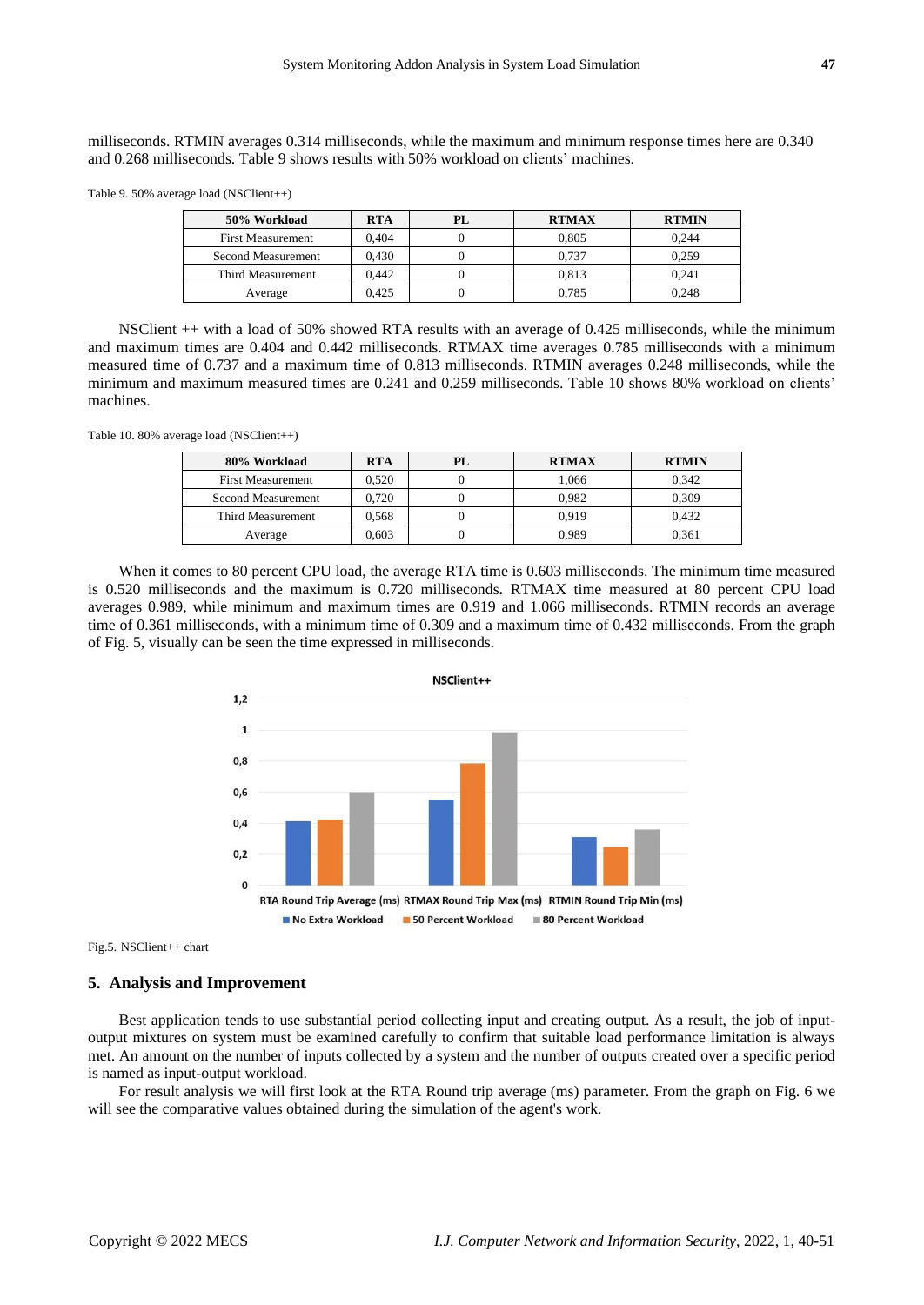milliseconds. RTMIN averages 0.314 milliseconds, while the maximum and minimum response times here are 0.340 and 0.268 milliseconds. Table 9 shows results with 50% workload on clients' machines.

Table 9. 50% average load (NSClient++)

| 50% Workload | RTA | PL | RTMAX | RTMIN |
|---|---|---|---|---|
| First Measurement | 0,404 | 0 | 0,805 | 0,244 |
| Second Measurement | 0,430 | 0 | 0,737 | 0,259 |
| Third Measurement | 0,442 | 0 | 0,813 | 0,241 |
| Average | 0,425 | 0 | 0,785 | 0,248 |

NSClient ++ with a load of 50% showed RTA results with an average of 0.425 milliseconds, while the minimum and maximum times are 0.404 and 0.442 milliseconds. RTMAX time averages 0.785 milliseconds with a minimum measured time of 0.737 and a maximum time of 0.813 milliseconds. RTMIN averages 0.248 milliseconds, while the minimum and maximum measured times are 0.241 and 0.259 milliseconds. Table 10 shows 80% workload on clients' machines.

Table 10. 80% average load (NSClient++)

| 80% Workload | RTA | PL | RTMAX | RTMIN |
|---|---|---|---|---|
| First Measurement | 0,520 | 0 | 1,066 | 0,342 |
| Second Measurement | 0,720 | 0 | 0,982 | 0,309 |
| Third Measurement | 0,568 | 0 | 0,919 | 0,432 |
| Average | 0,603 | 0 | 0,989 | 0,361 |

When it comes to 80 percent CPU load, the average RTA time is 0.603 milliseconds. The minimum time measured is 0.520 milliseconds and the maximum is 0.720 milliseconds. RTMAX time measured at 80 percent CPU load averages 0.989, while minimum and maximum times are 0.919 and 1.066 milliseconds. RTMIN records an average time of 0.361 milliseconds, with a minimum time of 0.309 and a maximum time of 0.432 milliseconds. From the graph of Fig. 5, visually can be seen the time expressed in milliseconds.

Fig.5. NSClient++ chart

## 5. Analysis and Improvement

Best application tends to use substantial period collecting input and creating output. As a result, the job of input-output mixtures on system must be examined carefully to confirm that suitable load performance limitation is always met. An amount on the number of inputs collected by a system and the number of outputs created over a specific period is named as input-output workload.

For result analysis we will first look at the RTA Round trip average (ms) parameter. From the graph on Fig. 6 we will see the comparative values obtained during the simulation of the agent's work.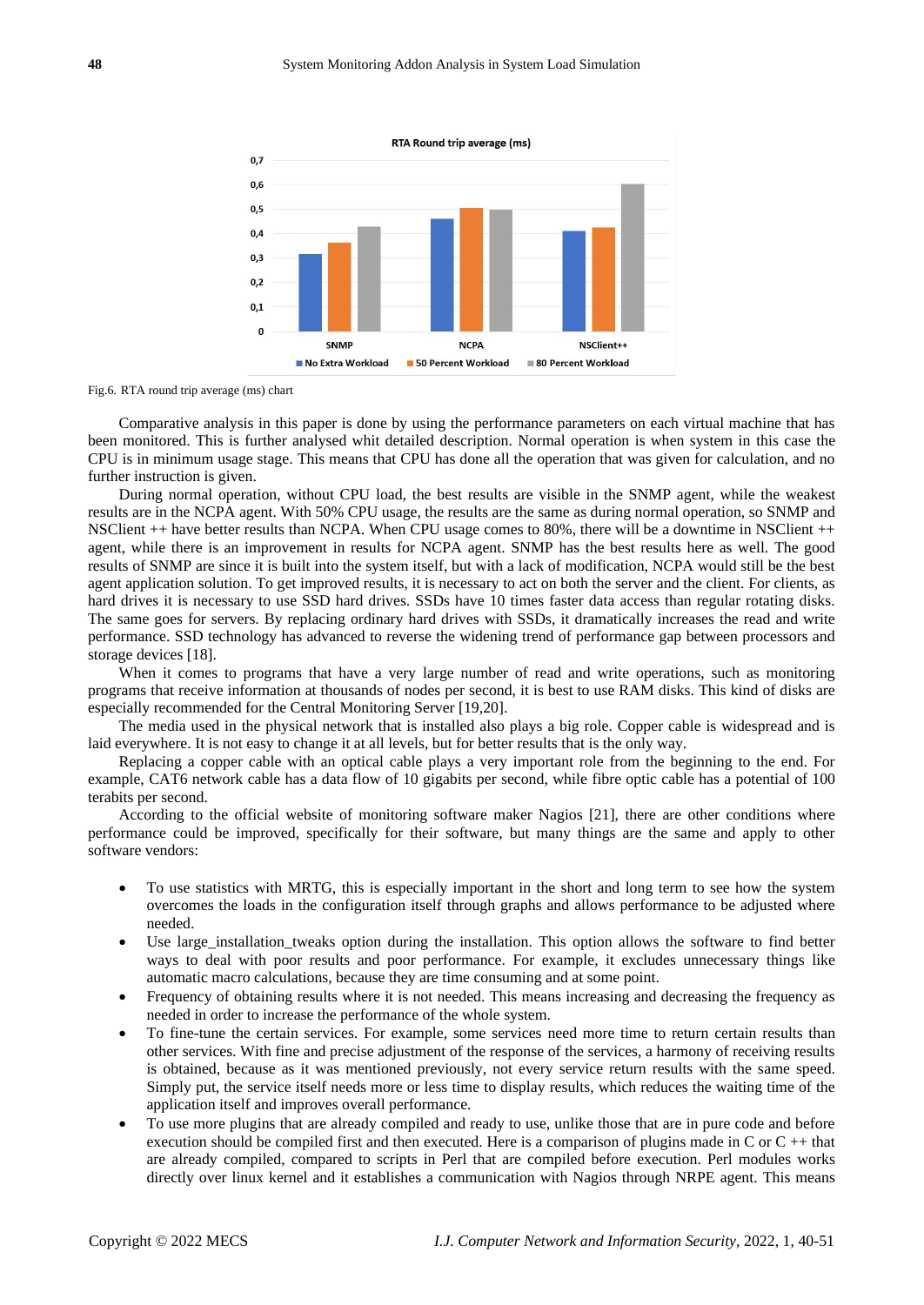Fig.6. RTA round trip average (ms) chart

Comparative analysis in this paper is done by using the performance parameters on each virtual machine that has been monitored. This is further analysed whit detailed description. Normal operation is when system in this case the CPU is in minimum usage stage. This means that CPU has done all the operation that was given for calculation, and no further instruction is given.

During normal operation, without CPU load, the best results are visible in the SNMP agent, while the weakest results are in the NCPA agent. With 50% CPU usage, the results are the same as during normal operation, so SNMP and NSClient ++ have better results than NCPA. When CPU usage comes to 80%, there will be a downtime in NSClient ++ agent, while there is an improvement in results for NCPA agent. SNMP has the best results here as well. The good results of SNMP are since it is built into the system itself, but with a lack of modification, NCPA would still be the best agent application solution. To get improved results, it is necessary to act on both the server and the client. For clients, as hard drives it is necessary to use SSD hard drives. SSDs have 10 times faster data access than regular rotating disks. The same goes for servers. By replacing ordinary hard drives with SSDs, it dramatically increases the read and write performance. SSD technology has advanced to reverse the widening trend of performance gap between processors and storage devices [18].

When it comes to programs that have a very large number of read and write operations, such as monitoring programs that receive information at thousands of nodes per second, it is best to use RAM disks. This kind of disks are especially recommended for the Central Monitoring Server [19,20].

The media used in the physical network that is installed also plays a big role. Copper cable is widespread and is laid everywhere. It is not easy to change it at all levels, but for better results that is the only way.

Replacing a copper cable with an optical cable plays a very important role from the beginning to the end. For example, CAT6 network cable has a data flow of 10 gigabits per second, while fibre optic cable has a potential of 100 terabits per second.

According to the official website of monitoring software maker Nagios [21], there are other conditions where performance could be improved, specifically for their software, but many things are the same and apply to other software vendors:

- To use statistics with MRTG, this is especially important in the short and long term to see how the system overcomes the loads in the configuration itself through graphs and allows performance to be adjusted where needed.
- Use large_installation_tweaks option during the installation. This option allows the software to find better ways to deal with poor results and poor performance. For example, it excludes unnecessary things like automatic macro calculations, because they are time consuming and at some point.
- Frequency of obtaining results where it is not needed. This means increasing and decreasing the frequency as needed in order to increase the performance of the whole system.
- To fine-tune the certain services. For example, some services need more time to return certain results than other services. With fine and precise adjustment of the response of the services, a harmony of receiving results is obtained, because as it was mentioned previously, not every service return results with the same speed. Simply put, the service itself needs more or less time to display results, which reduces the waiting time of the application itself and improves overall performance.
- To use more plugins that are already compiled and ready to use, unlike those that are in pure code and before execution should be compiled first and then executed. Here is a comparison of plugins made in C or C ++ that are already compiled, compared to scripts in Perl that are compiled before execution. Perl modules works directly over linux kernel and it establishes a communication with Nagios through NRPE agent. This means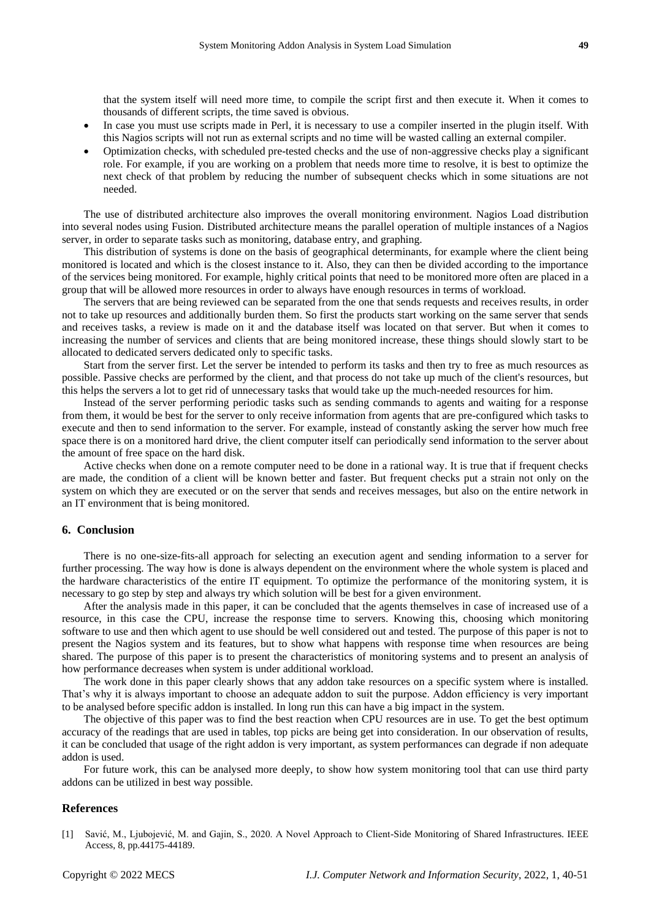that the system itself will need more time, to compile the script first and then execute it. When it comes to thousands of different scripts, the time saved is obvious.

- In case you must use scripts made in Perl, it is necessary to use a compiler inserted in the plugin itself. With this Nagios scripts will not run as external scripts and no time will be wasted calling an external compiler.
- Optimization checks, with scheduled pre-tested checks and the use of non-aggressive checks play a significant role. For example, if you are working on a problem that needs more time to resolve, it is best to optimize the next check of that problem by reducing the number of subsequent checks which in some situations are not needed.

The use of distributed architecture also improves the overall monitoring environment. Nagios Load distribution into several nodes using Fusion. Distributed architecture means the parallel operation of multiple instances of a Nagios server, in order to separate tasks such as monitoring, database entry, and graphing.

This distribution of systems is done on the basis of geographical determinants, for example where the client being monitored is located and which is the closest instance to it. Also, they can then be divided according to the importance of the services being monitored. For example, highly critical points that need to be monitored more often are placed in a group that will be allowed more resources in order to always have enough resources in terms of workload.

The servers that are being reviewed can be separated from the one that sends requests and receives results, in order not to take up resources and additionally burden them. So first the products start working on the same server that sends and receives tasks, a review is made on it and the database itself was located on that server. But when it comes to increasing the number of services and clients that are being monitored increase, these things should slowly start to be allocated to dedicated servers dedicated only to specific tasks.

Start from the server first. Let the server be intended to perform its tasks and then try to free as much resources as possible. Passive checks are performed by the client, and that process do not take up much of the client's resources, but this helps the servers a lot to get rid of unnecessary tasks that would take up the much-needed resources for him.

Instead of the server performing periodic tasks such as sending commands to agents and waiting for a response from them, it would be best for the server to only receive information from agents that are pre-configured which tasks to execute and then to send information to the server. For example, instead of constantly asking the server how much free space there is on a monitored hard drive, the client computer itself can periodically send information to the server about the amount of free space on the hard disk.

Active checks when done on a remote computer need to be done in a rational way. It is true that if frequent checks are made, the condition of a client will be known better and faster. But frequent checks put a strain not only on the system on which they are executed or on the server that sends and receives messages, but also on the entire network in an IT environment that is being monitored.

## 6. Conclusion

There is no one-size-fits-all approach for selecting an execution agent and sending information to a server for further processing. The way how is done is always dependent on the environment where the whole system is placed and the hardware characteristics of the entire IT equipment. To optimize the performance of the monitoring system, it is necessary to go step by step and always try which solution will be best for a given environment.

After the analysis made in this paper, it can be concluded that the agents themselves in case of increased use of a resource, in this case the CPU, increase the response time to servers. Knowing this, choosing which monitoring software to use and then which agent to use should be well considered out and tested. The purpose of this paper is not to present the Nagios system and its features, but to show what happens with response time when resources are being shared. The purpose of this paper is to present the characteristics of monitoring systems and to present an analysis of how performance decreases when system is under additional workload.

The work done in this paper clearly shows that any addon take resources on a specific system where is installed. That's why it is always important to choose an adequate addon to suit the purpose. Addon efficiency is very important to be analysed before specific addon is installed. In long run this can have a big impact in the system.

The objective of this paper was to find the best reaction when CPU resources are in use. To get the best optimum accuracy of the readings that are used in tables, top picks are being get into consideration. In our observation of results, it can be concluded that usage of the right addon is very important, as system performances can degrade if non adequate addon is used.

For future work, this can be analysed more deeply, to show how system monitoring tool that can use third party addons can be utilized in best way possible.

## References

[1] Savić, M., Ljubojević, M. and Gajin, S., 2020. A Novel Approach to Client-Side Monitoring of Shared Infrastructures. IEEE Access, 8, pp.44175-44189.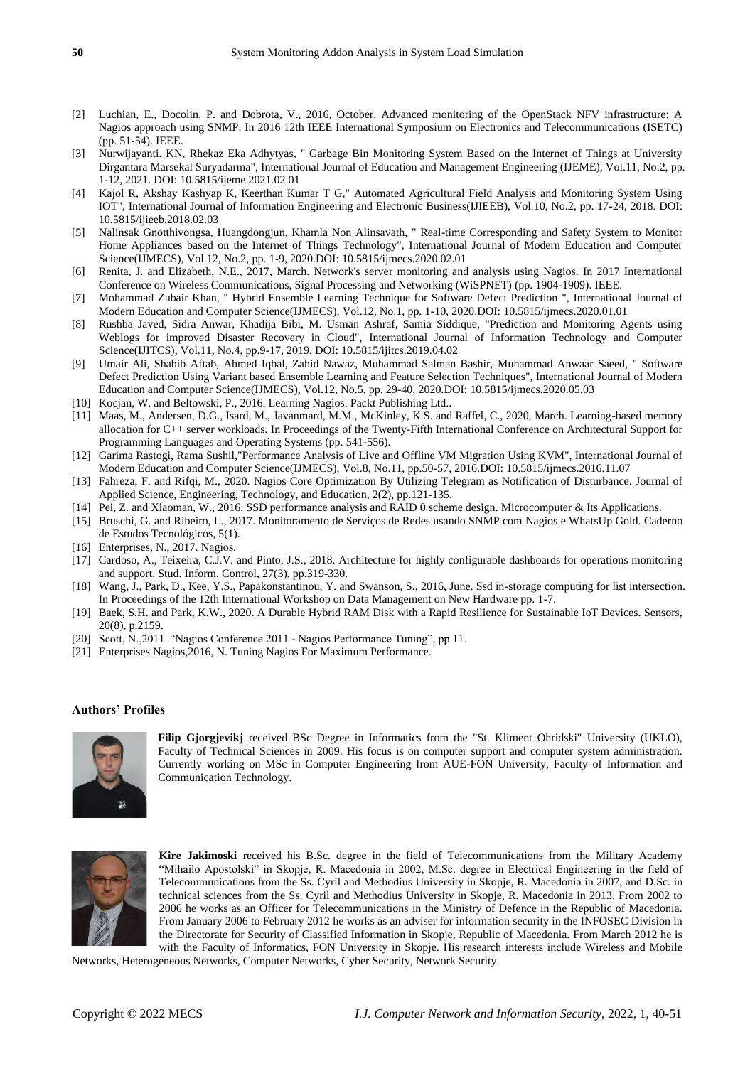[2] Luchian, E., Docolin, P. and Dobrota, V., 2016, October. Advanced monitoring of the OpenStack NFV infrastructure: A Nagios approach using SNMP. In 2016 12th IEEE International Symposium on Electronics and Telecommunications (ISETC) (pp. 51-54). IEEE.

[3] Nurwijayanti. KN, Rhekaz Eka Adhytyas, " Garbage Bin Monitoring System Based on the Internet of Things at University Dirgantara Marsekal Suryadarma", International Journal of Education and Management Engineering (IJEME), Vol.11, No.2, pp. 1-12, 2021. DOI: 10.5815/ijeme.2021.02.01

[4] Kajol R, Akshay Kashyap K, Keerthan Kumar T G," Automated Agricultural Field Analysis and Monitoring System Using IOT", International Journal of Information Engineering and Electronic Business(IJIEEB), Vol.10, No.2, pp. 17-24, 2018. DOI: 10.5815/ijieeb.2018.02.03

[5] Nalinsak Gnotthivongsa, Huangdongjun, Khamla Non Alinsavath, " Real-time Corresponding and Safety System to Monitor Home Appliances based on the Internet of Things Technology", International Journal of Modern Education and Computer Science(IJMECS), Vol.12, No.2, pp. 1-9, 2020.DOI: 10.5815/ijmecs.2020.02.01

[6] Renita, J. and Elizabeth, N.E., 2017, March. Network's server monitoring and analysis using Nagios. In 2017 International Conference on Wireless Communications, Signal Processing and Networking (WiSPNET) (pp. 1904-1909). IEEE.

[7] Mohammad Zubair Khan, " Hybrid Ensemble Learning Technique for Software Defect Prediction ", International Journal of Modern Education and Computer Science(IJMECS), Vol.12, No.1, pp. 1-10, 2020.DOI: 10.5815/ijmecs.2020.01.01

[8] Rushba Javed, Sidra Anwar, Khadija Bibi, M. Usman Ashraf, Samia Siddique, "Prediction and Monitoring Agents using Weblogs for improved Disaster Recovery in Cloud", International Journal of Information Technology and Computer Science(IJITCS), Vol.11, No.4, pp.9-17, 2019. DOI: 10.5815/ijitcs.2019.04.02

[9] Umair Ali, Shabib Aftab, Ahmed Iqbal, Zahid Nawaz, Muhammad Salman Bashir, Muhammad Anwaar Saeed, " Software Defect Prediction Using Variant based Ensemble Learning and Feature Selection Techniques", International Journal of Modern Education and Computer Science(IJMECS), Vol.12, No.5, pp. 29-40, 2020.DOI: 10.5815/ijmecs.2020.05.03

[10] Kocjan, W. and Beltowski, P., 2016. Learning Nagios. Packt Publishing Ltd..

[11] Maas, M., Andersen, D.G., Isard, M., Javanmard, M.M., McKinley, K.S. and Raffel, C., 2020, March. Learning-based memory allocation for C++ server workloads. In Proceedings of the Twenty-Fifth International Conference on Architectural Support for Programming Languages and Operating Systems (pp. 541-556).

[12] Garima Rastogi, Rama Sushil,"Performance Analysis of Live and Offline VM Migration Using KVM", International Journal of Modern Education and Computer Science(IJMECS), Vol.8, No.11, pp.50-57, 2016.DOI: 10.5815/ijmecs.2016.11.07

[13] Fahreza, F. and Rifqi, M., 2020. Nagios Core Optimization By Utilizing Telegram as Notification of Disturbance. Journal of Applied Science, Engineering, Technology, and Education, 2(2), pp.121-135.

[14] Pei, Z. and Xiaoman, W., 2016. SSD performance analysis and RAID 0 scheme design. Microcomputer & Its Applications.

[15] Bruschi, G. and Ribeiro, L., 2017. Monitoramento de Serviços de Redes usando SNMP com Nagios e WhatsUp Gold. Caderno de Estudos Tecnológicos, 5(1).

[16] Enterprises, N., 2017. Nagios.

[17] Cardoso, A., Teixeira, C.J.V. and Pinto, J.S., 2018. Architecture for highly configurable dashboards for operations monitoring and support. Stud. Inform. Control, 27(3), pp.319-330.

[18] Wang, J., Park, D., Kee, Y.S., Papakonstantinou, Y. and Swanson, S., 2016, June. Ssd in-storage computing for list intersection. In Proceedings of the 12th International Workshop on Data Management on New Hardware pp. 1-7.

[19] Baek, S.H. and Park, K.W., 2020. A Durable Hybrid RAM Disk with a Rapid Resilience for Sustainable IoT Devices. Sensors, 20(8), p.2159.

[20] Scott, N.,2011. "Nagios Conference 2011 - Nagios Performance Tuning", pp.11.

[21] Enterprises Nagios,2016, N. Tuning Nagios For Maximum Performance.

### Authors' Profiles

**Filip Gjorgjevikj** received BSc Degree in Informatics from the "St. Kliment Ohridski" University (UKLO), Faculty of Technical Sciences in 2009. His focus is on computer support and computer system administration. Currently working on MSc in Computer Engineering from AUE-FON University, Faculty of Information and Communication Technology.

**Kire Jakimoski** received his B.Sc. degree in the field of Telecommunications from the Military Academy "Mihailo Apostolski" in Skopje, R. Macedonia in 2002, M.Sc. degree in Electrical Engineering in the field of Telecommunications from the Ss. Cyril and Methodius University in Skopje, R. Macedonia in 2007, and D.Sc. in technical sciences from the Ss. Cyril and Methodius University in Skopje, R. Macedonia in 2013. From 2002 to 2006 he works as an Officer for Telecommunications in the Ministry of Defence in the Republic of Macedonia. From January 2006 to February 2012 he works as an adviser for information security in the INFOSEC Division in the Directorate for Security of Classified Information in Skopje, Republic of Macedonia. From March 2012 he is with the Faculty of Informatics, FON University in Skopje. His research interests include Wireless and Mobile Networks, Heterogeneous Networks, Computer Networks, Cyber Security, Network Security.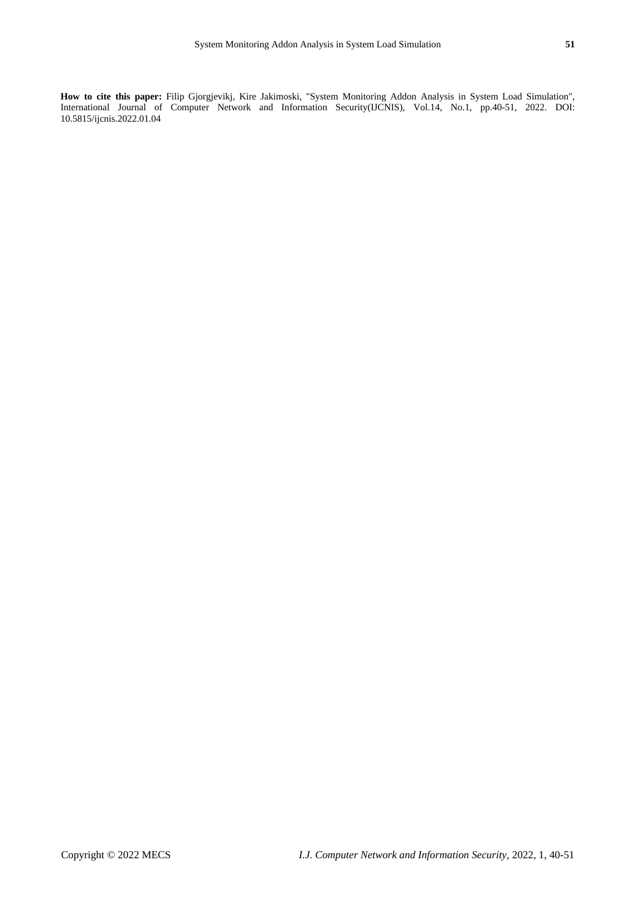**How to cite this paper:** Filip Gjorgjevikj, Kire Jakimoski, "System Monitoring Addon Analysis in System Load Simulation", International Journal of Computer Network and Information Security(IJCNIS), Vol.14, No.1, pp.40-51, 2022. DOI: 10.5815/ijcnis.2022.01.04